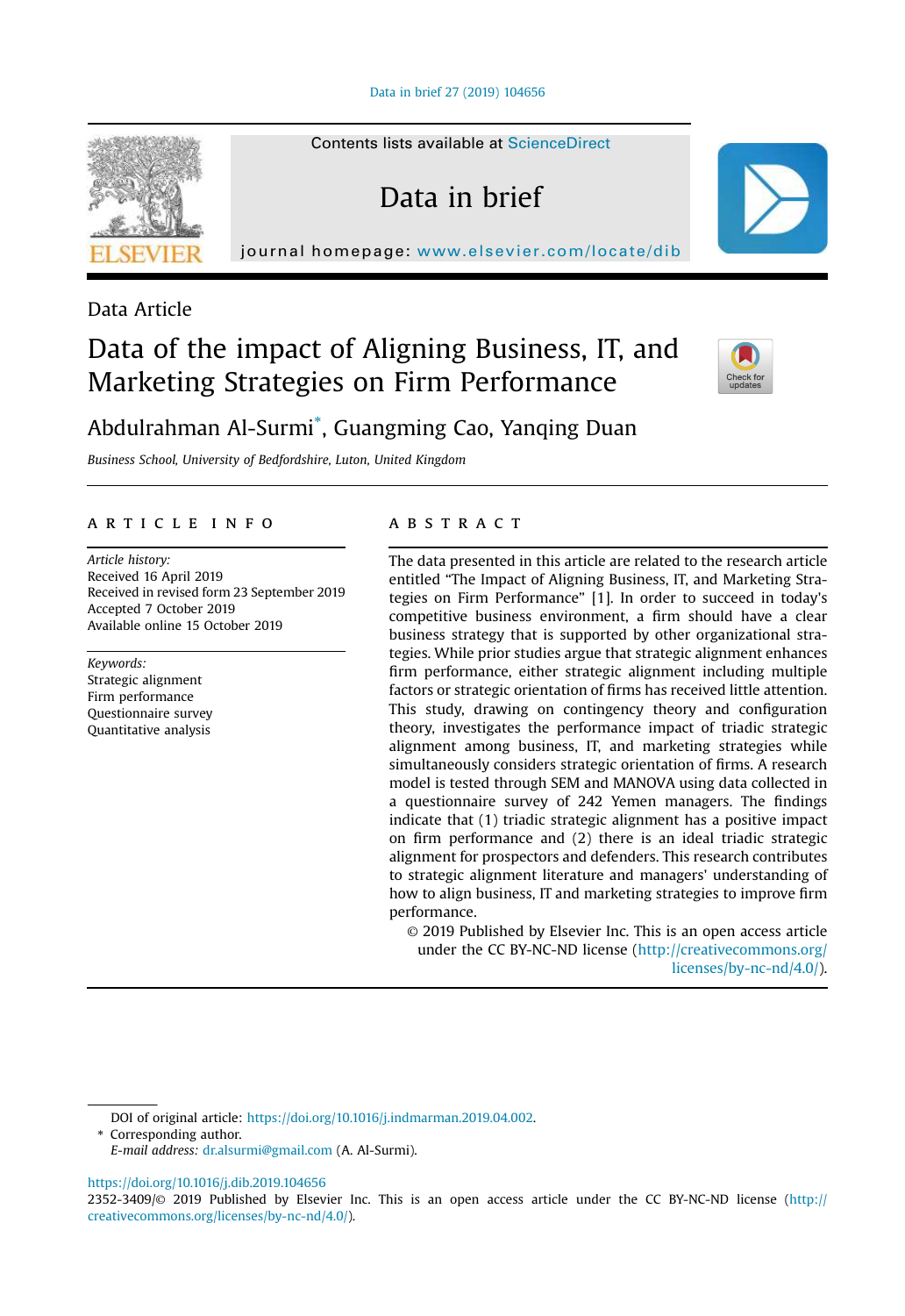Data Article

# Data of the impact of Aligning Business, IT, and Marketing Strategies on Firm Performance

Abdulrahman Al-Surmi*, Guangming Cao, Yanqing Duan

*Business School, University of Bedfordshire, Luton, United Kingdom*

## ARTICLE INFO

*Article history:*
Received 16 April 2019
Received in revised form 23 September 2019
Accepted 7 October 2019
Available online 15 October 2019

*Keywords:*
Strategic alignment
Firm performance
Questionnaire survey
Quantitative analysis

## ABSTRACT

The data presented in this article are related to the research article entitled "The Impact of Aligning Business, IT, and Marketing Strategies on Firm Performance" [1]. In order to succeed in today's competitive business environment, a firm should have a clear business strategy that is supported by other organizational strategies. While prior studies argue that strategic alignment enhances firm performance, either strategic alignment including multiple factors or strategic orientation of firms has received little attention. This study, drawing on contingency theory and configuration theory, investigates the performance impact of triadic strategic alignment among business, IT, and marketing strategies while simultaneously considers strategic orientation of firms. A research model is tested through SEM and MANOVA using data collected in a questionnaire survey of 242 Yemen managers. The findings indicate that (1) triadic strategic alignment has a positive impact on firm performance and (2) there is an ideal triadic strategic alignment for prospectors and defenders. This research contributes to strategic alignment literature and managers' understanding of how to align business, IT and marketing strategies to improve firm performance.

© 2019 Published by Elsevier Inc. This is an open access article under the CC BY-NC-ND license (http://creativecommons.org/licenses/by-nc-nd/4.0/).

---

DOI of original article: https://doi.org/10.1016/j.indmarman.2019.04.002.

\* Corresponding author.

*E-mail address:* dr.alsurmi@gmail.com (A. Al-Surmi).

https://doi.org/10.1016/j.dib.2019.104656

2352-3409/© 2019 Published by Elsevier Inc. This is an open access article under the CC BY-NC-ND license (http://creativecommons.org/licenses/by-nc-nd/4.0/).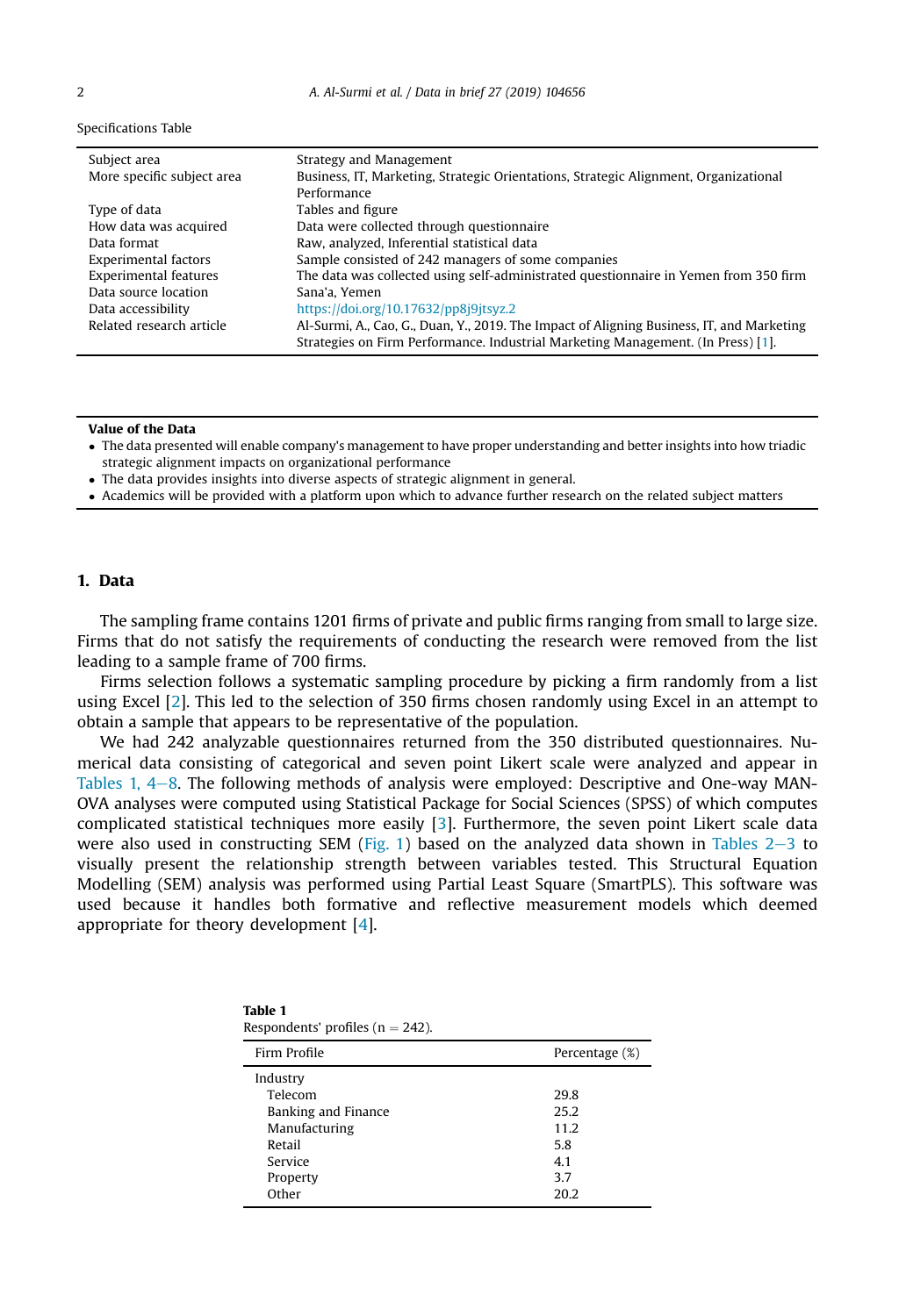Specifications Table

| | |
|---|---|
| Subject area | Strategy and Management |
| More specific subject area | Business, IT, Marketing, Strategic Orientations, Strategic Alignment, Organizational Performance |
| Type of data | Tables and figure |
| How data was acquired | Data were collected through questionnaire |
| Data format | Raw, analyzed, Inferential statistical data |
| Experimental factors | Sample consisted of 242 managers of some companies |
| Experimental features | The data was collected using self-administrated questionnaire in Yemen from 350 firm |
| Data source location | Sana'a, Yemen |
| Data accessibility | https://doi.org/10.17632/pp8j9jtsyz.2 |
| Related research article | Al-Surmi, A., Cao, G., Duan, Y., 2019. The Impact of Aligning Business, IT, and Marketing Strategies on Firm Performance. Industrial Marketing Management. (In Press) [1]. |

**Value of the Data**

- The data presented will enable company's management to have proper understanding and better insights into how triadic strategic alignment impacts on organizational performance
- The data provides insights into diverse aspects of strategic alignment in general.
- Academics will be provided with a platform upon which to advance further research on the related subject matters

## 1. Data

The sampling frame contains 1201 firms of private and public firms ranging from small to large size. Firms that do not satisfy the requirements of conducting the research were removed from the list leading to a sample frame of 700 firms.

Firms selection follows a systematic sampling procedure by picking a firm randomly from a list using Excel [2]. This led to the selection of 350 firms chosen randomly using Excel in an attempt to obtain a sample that appears to be representative of the population.

We had 242 analyzable questionnaires returned from the 350 distributed questionnaires. Numerical data consisting of categorical and seven point Likert scale were analyzed and appear in Tables 1, 4–8. The following methods of analysis were employed: Descriptive and One-way MANOVA analyses were computed using Statistical Package for Social Sciences (SPSS) of which computes complicated statistical techniques more easily [3]. Furthermore, the seven point Likert scale data were also used in constructing SEM (Fig. 1) based on the analyzed data shown in Tables 2–3 to visually present the relationship strength between variables tested. This Structural Equation Modelling (SEM) analysis was performed using Partial Least Square (SmartPLS). This software was used because it handles both formative and reflective measurement models which deemed appropriate for theory development [4].

**Table 1**
Respondents' profiles (n = 242).

| Firm Profile | Percentage (%) |
|---|---|
| Industry | |
| Telecom | 29.8 |
| Banking and Finance | 25.2 |
| Manufacturing | 11.2 |
| Retail | 5.8 |
| Service | 4.1 |
| Property | 3.7 |
| Other | 20.2 |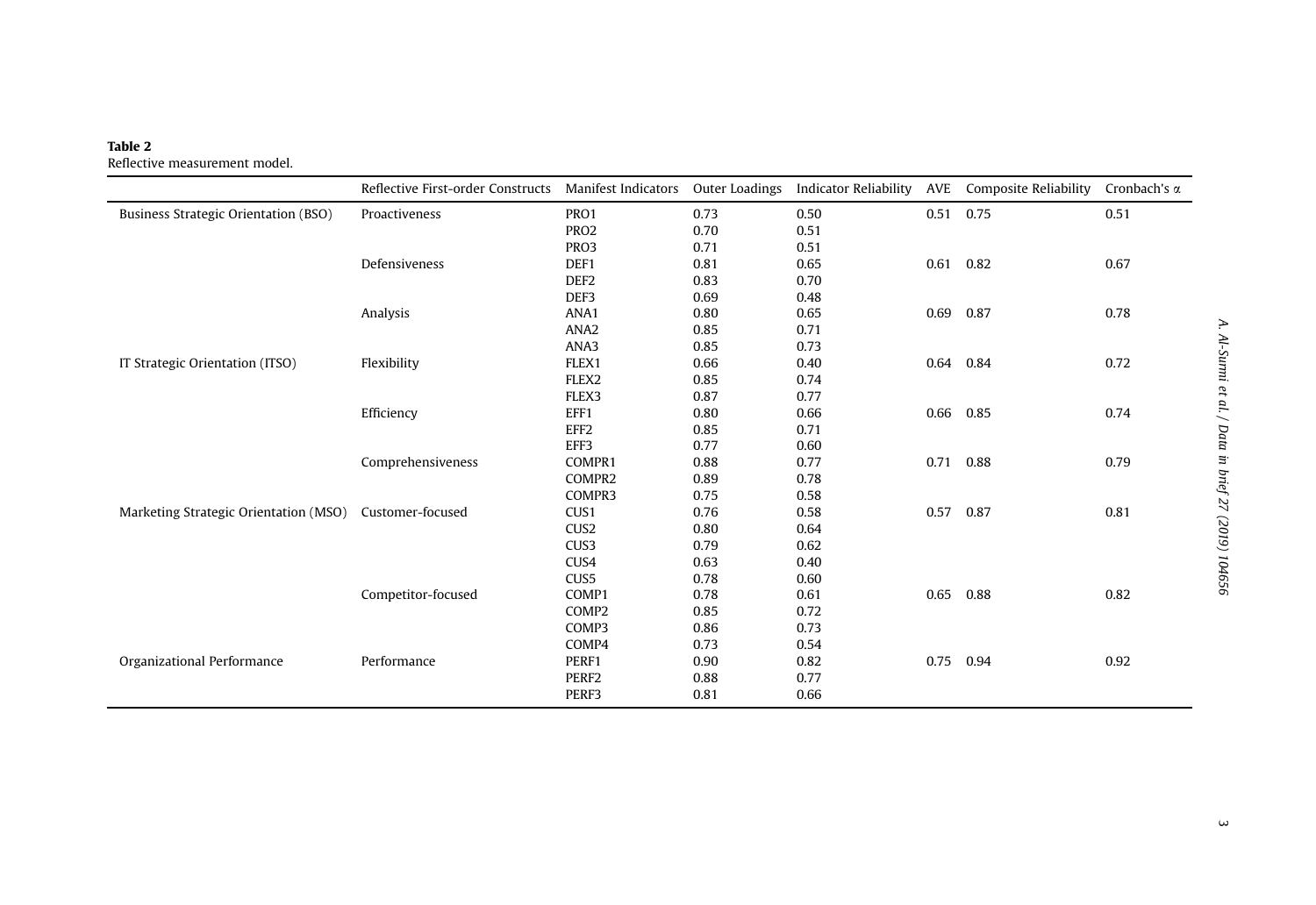**Table 2**
Reflective measurement model.

| | Reflective First-order Constructs | Manifest Indicators | Outer Loadings | Indicator Reliability | AVE | Composite Reliability | Cronbach's α |
|---|---|---|---|---|---|---|---|
| Business Strategic Orientation (BSO) | Proactiveness | PRO1 | 0.73 | 0.50 | 0.51 | 0.75 | 0.51 |
| | | PRO2 | 0.70 | 0.51 | | | |
| | | PRO3 | 0.71 | 0.51 | | | |
| | Defensiveness | DEF1 | 0.81 | 0.65 | 0.61 | 0.82 | 0.67 |
| | | DEF2 | 0.83 | 0.70 | | | |
| | | DEF3 | 0.69 | 0.48 | | | |
| | Analysis | ANA1 | 0.80 | 0.65 | 0.69 | 0.87 | 0.78 |
| | | ANA2 | 0.85 | 0.71 | | | |
| | | ANA3 | 0.85 | 0.73 | | | |
| IT Strategic Orientation (ITSO) | Flexibility | FLEX1 | 0.66 | 0.40 | 0.64 | 0.84 | 0.72 |
| | | FLEX2 | 0.85 | 0.74 | | | |
| | | FLEX3 | 0.87 | 0.77 | | | |
| | Efficiency | EFF1 | 0.80 | 0.66 | 0.66 | 0.85 | 0.74 |
| | | EFF2 | 0.85 | 0.71 | | | |
| | | EFF3 | 0.77 | 0.60 | | | |
| | Comprehensiveness | COMPR1 | 0.88 | 0.77 | 0.71 | 0.88 | 0.79 |
| | | COMPR2 | 0.89 | 0.78 | | | |
| | | COMPR3 | 0.75 | 0.58 | | | |
| Marketing Strategic Orientation (MSO) | Customer-focused | CUS1 | 0.76 | 0.58 | 0.57 | 0.87 | 0.81 |
| | | CUS2 | 0.80 | 0.64 | | | |
| | | CUS3 | 0.79 | 0.62 | | | |
| | | CUS4 | 0.63 | 0.40 | | | |
| | | CUS5 | 0.78 | 0.60 | | | |
| | Competitor-focused | COMP1 | 0.78 | 0.61 | 0.65 | 0.88 | 0.82 |
| | | COMP2 | 0.85 | 0.72 | | | |
| | | COMP3 | 0.86 | 0.73 | | | |
| | | COMP4 | 0.73 | 0.54 | | | |
| Organizational Performance | Performance | PERF1 | 0.90 | 0.82 | 0.75 | 0.94 | 0.92 |
| | | PERF2 | 0.88 | 0.77 | | | |
| | | PERF3 | 0.81 | 0.66 | | | |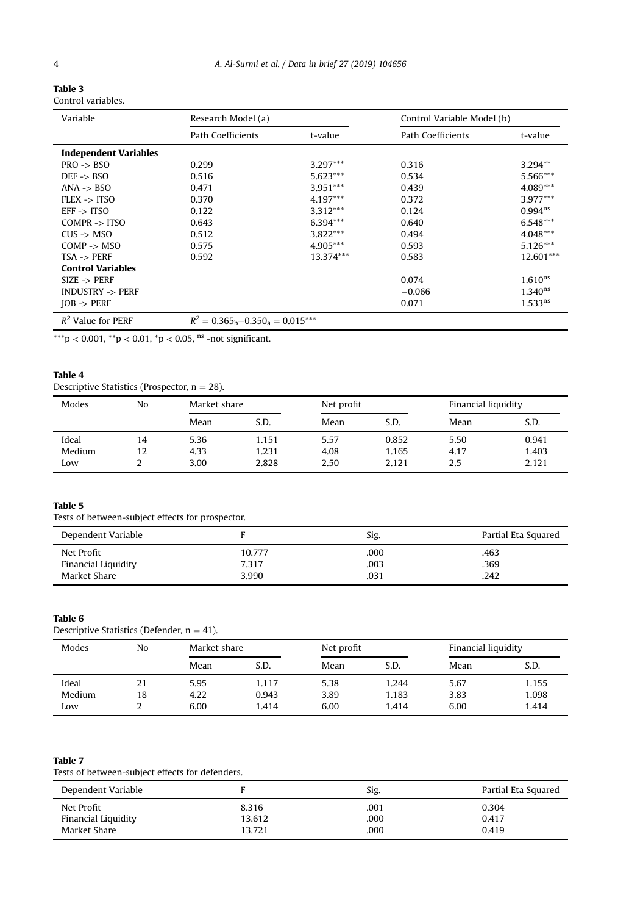**Table 3**
Control variables.

| Variable | Research Model (a) | | Control Variable Model (b) | |
|---|---|---|---|---|
| | Path Coefficients | t-value | Path Coefficients | t-value |
| **Independent Variables** | | | | |
| PRO -> BSO | 0.299 | 3.297*** | 0.316 | 3.294** |
| DEF -> BSO | 0.516 | 5.623*** | 0.534 | 5.566*** |
| ANA -> BSO | 0.471 | 3.951*** | 0.439 | 4.089*** |
| FLEX -> ITSO | 0.370 | 4.197*** | 0.372 | 3.977*** |
| EFF -> ITSO | 0.122 | 3.312*** | 0.124 | $0.994^{ns}$ |
| COMPR -> ITSO | 0.643 | 6.394*** | 0.640 | 6.548*** |
| CUS -> MSO | 0.512 | 3.822*** | 0.494 | 4.048*** |
| COMP -> MSO | 0.575 | 4.905*** | 0.593 | 5.126*** |
| TSA -> PERF | 0.592 | 13.374*** | 0.583 | 12.601*** |
| **Control Variables** | | | | |
| SIZE -> PERF | | | 0.074 | $1.610^{ns}$ |
| INDUSTRY -> PERF | | | −0.066 | $1.340^{ns}$ |
| JOB -> PERF | | | 0.071 | $1.533^{ns}$ |
| $R^2$ Value for PERF | $R^2 = 0.365_b - 0.350_a = 0.015$*** | | | |

***p < 0.001, **p < 0.01, *p < 0.05, ns -not significant.

**Table 4**
Descriptive Statistics (Prospector, n = 28).

| Modes | No | Market share | | Net profit | | Financial liquidity | |
|---|---|---|---|---|---|---|---|
| | | Mean | S.D. | Mean | S.D. | Mean | S.D. |
| Ideal | 14 | 5.36 | 1.151 | 5.57 | 0.852 | 5.50 | 0.941 |
| Medium | 12 | 4.33 | 1.231 | 4.08 | 1.165 | 4.17 | 1.403 |
| Low | 2 | 3.00 | 2.828 | 2.50 | 2.121 | 2.5 | 2.121 |

**Table 5**
Tests of between-subject effects for prospector.

| Dependent Variable | F | Sig. | Partial Eta Squared |
|---|---|---|---|
| Net Profit | 10.777 | .000 | .463 |
| Financial Liquidity | 7.317 | .003 | .369 |
| Market Share | 3.990 | .031 | .242 |

**Table 6**
Descriptive Statistics (Defender, n = 41).

| Modes | No | Market share | | Net profit | | Financial liquidity | |
|---|---|---|---|---|---|---|---|
| | | Mean | S.D. | Mean | S.D. | Mean | S.D. |
| Ideal | 21 | 5.95 | 1.117 | 5.38 | 1.244 | 5.67 | 1.155 |
| Medium | 18 | 4.22 | 0.943 | 3.89 | 1.183 | 3.83 | 1.098 |
| Low | 2 | 6.00 | 1.414 | 6.00 | 1.414 | 6.00 | 1.414 |

**Table 7**
Tests of between-subject effects for defenders.

| Dependent Variable | F | Sig. | Partial Eta Squared |
|---|---|---|---|
| Net Profit | 8.316 | .001 | 0.304 |
| Financial Liquidity | 13.612 | .000 | 0.417 |
| Market Share | 13.721 | .000 | 0.419 |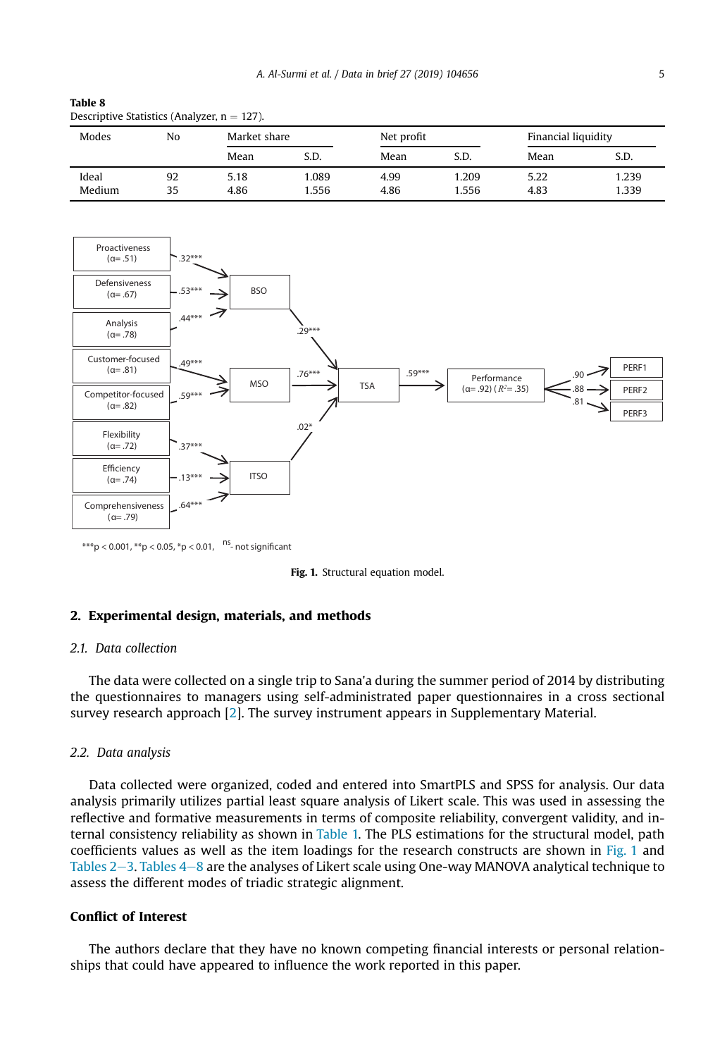**Table 8**
Descriptive Statistics (Analyzer, n = 127).

| Modes | No | Market share | | Net profit | | Financial liquidity | |
|---|---|---|---|---|---|---|---|
| | | Mean | S.D. | Mean | S.D. | Mean | S.D. |
| Ideal | 92 | 5.18 | 1.089 | 4.99 | 1.209 | 5.22 | 1.239 |
| Medium | 35 | 4.86 | 1.556 | 4.86 | 1.556 | 4.83 | 1.339 |

**Fig. 1.** Structural equation model.

## 2. Experimental design, materials, and methods

### 2.1. Data collection

The data were collected on a single trip to Sana'a during the summer period of 2014 by distributing the questionnaires to managers using self-administrated paper questionnaires in a cross sectional survey research approach [2]. The survey instrument appears in Supplementary Material.

### 2.2. Data analysis

Data collected were organized, coded and entered into SmartPLS and SPSS for analysis. Our data analysis primarily utilizes partial least square analysis of Likert scale. This was used in assessing the reflective and formative measurements in terms of composite reliability, convergent validity, and internal consistency reliability as shown in Table 1. The PLS estimations for the structural model, path coefficients values as well as the item loadings for the research constructs are shown in Fig. 1 and Tables 2–3. Tables 4–8 are the analyses of Likert scale using One-way MANOVA analytical technique to assess the different modes of triadic strategic alignment.

## Conflict of Interest

The authors declare that they have no known competing financial interests or personal relationships that could have appeared to influence the work reported in this paper.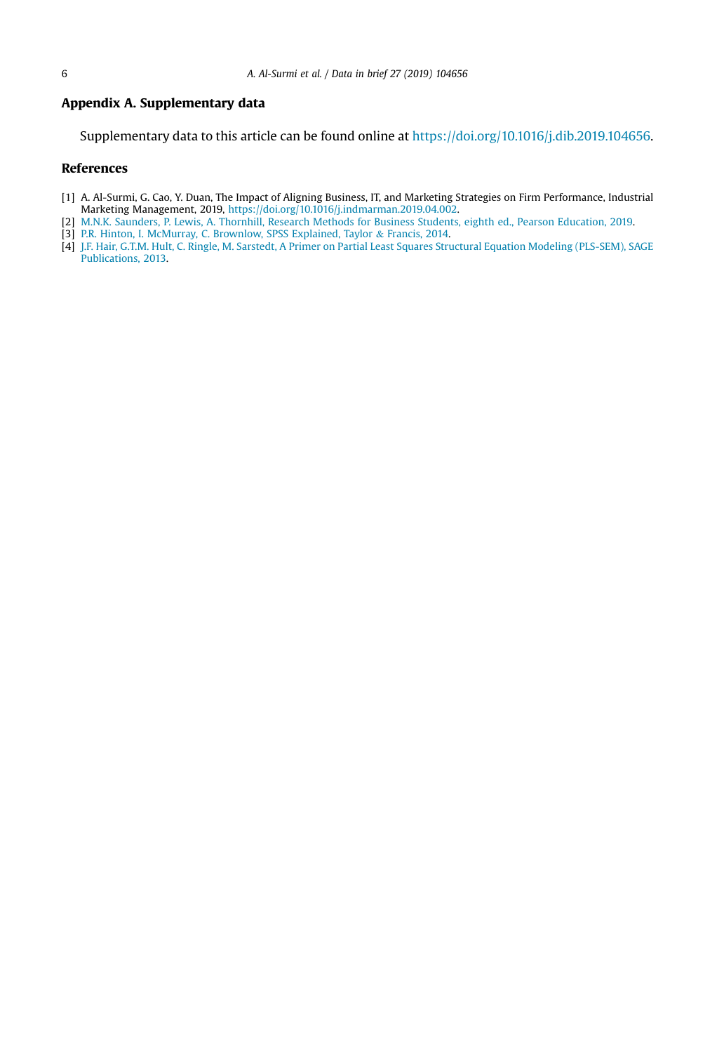## Appendix A. Supplementary data

Supplementary data to this article can be found online at https://doi.org/10.1016/j.dib.2019.104656.

## References

[1] A. Al-Surmi, G. Cao, Y. Duan, The Impact of Aligning Business, IT, and Marketing Strategies on Firm Performance, Industrial Marketing Management, 2019, https://doi.org/10.1016/j.indmarman.2019.04.002.

[2] M.N.K. Saunders, P. Lewis, A. Thornhill, Research Methods for Business Students, eighth ed., Pearson Education, 2019.

[3] P.R. Hinton, I. McMurray, C. Brownlow, SPSS Explained, Taylor & Francis, 2014.

[4] J.F. Hair, G.T.M. Hult, C. Ringle, M. Sarstedt, A Primer on Partial Least Squares Structural Equation Modeling (PLS-SEM), SAGE Publications, 2013.